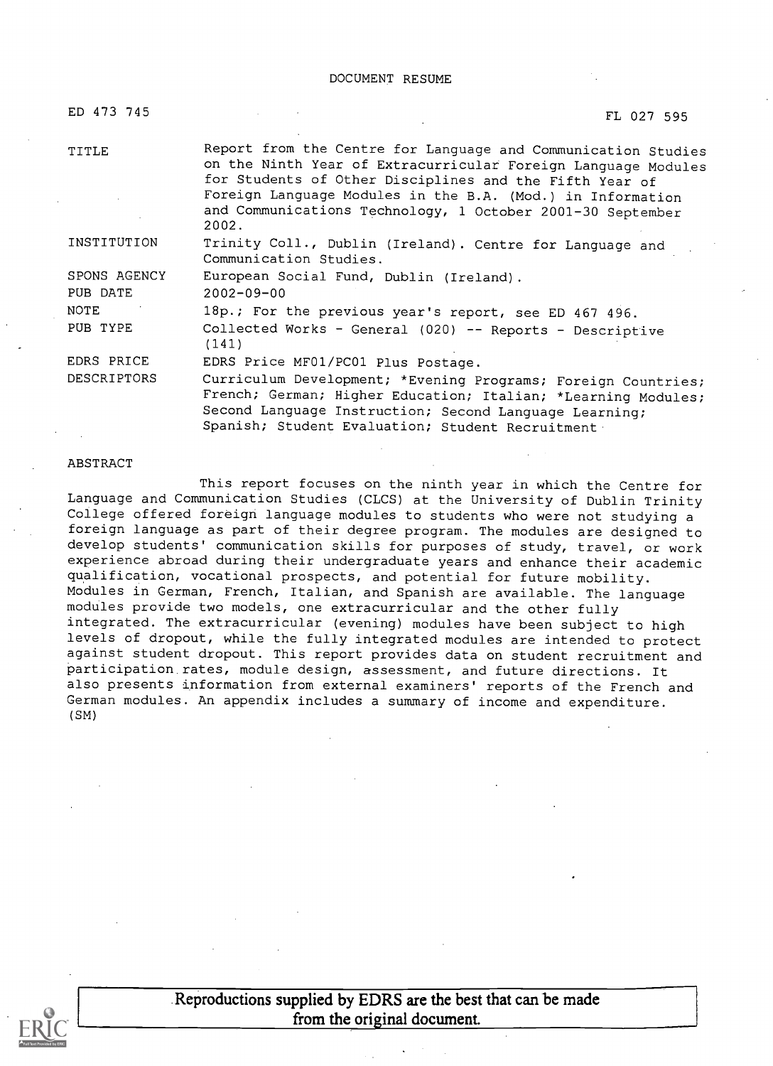DOCUMENT RESUME

ED 473 745 FL 027 595

| | |
|---|---|
| TITLE | Report from the Centre for Language and Communication Studies on the Ninth Year of Extracurricular Foreign Language Modules for Students of Other Disciplines and the Fifth Year of Foreign Language Modules in the B.A. (Mod.) in Information and Communications Technology, 1 October 2001-30 September 2002. |
| INSTITUTION | Trinity Coll., Dublin (Ireland). Centre for Language and Communication Studies. |
| SPONS AGENCY | European Social Fund, Dublin (Ireland). |
| PUB DATE | 2002-09-00 |
| NOTE | 18p.; For the previous year's report, see ED 467 496. |
| PUB TYPE | Collected Works - General (020) -- Reports - Descriptive (141) |
| EDRS PRICE | EDRS Price MF01/PC01 Plus Postage. |
| DESCRIPTORS | Curriculum Development; *Evening Programs; Foreign Countries; French; German; Higher Education; Italian; *Learning Modules; Second Language Instruction; Second Language Learning; Spanish; Student Evaluation; Student Recruitment |

ABSTRACT

This report focuses on the ninth year in which the Centre for Language and Communication Studies (CLCS) at the University of Dublin Trinity College offered foreign language modules to students who were not studying a foreign language as part of their degree program. The modules are designed to develop students' communication skills for purposes of study, travel, or work experience abroad during their undergraduate years and enhance their academic qualification, vocational prospects, and potential for future mobility. Modules in German, French, Italian, and Spanish are available. The language modules provide two models, one extracurricular and the other fully integrated. The extracurricular (evening) modules have been subject to high levels of dropout, while the fully integrated modules are intended to protect against student dropout. This report provides data on student recruitment and participation rates, module design, assessment, and future directions. It also presents information from external examiners' reports of the French and German modules. An appendix includes a summary of income and expenditure. (SM)

Reproductions supplied by EDRS are the best that can be made from the original document.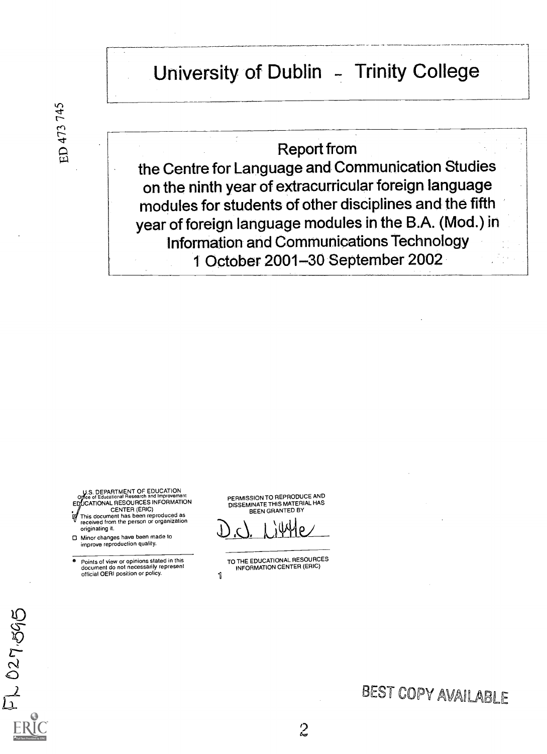# University of Dublin – Trinity College

## Report from the Centre for Language and Communication Studies on the ninth year of extracurricular foreign language modules for students of other disciplines and the fifth year of foreign language modules in the B.A. (Mod.) in Information and Communications Technology 1 October 2001–30 September 2002

U.S. DEPARTMENT OF EDUCATION
Office of Educational Research and Improvement
EDUCATIONAL RESOURCES INFORMATION CENTER (ERIC)

- This document has been reproduced as received from the person or organization originating it.
- Minor changes have been made to improve reproduction quality.

- Points of view or opinions stated in this document do not necessarily represent official OERI position or policy.

PERMISSION TO REPRODUCE AND DISSEMINATE THIS MATERIAL HAS BEEN GRANTED BY

D.G. Little

TO THE EDUCATIONAL RESOURCES INFORMATION CENTER (ERIC)

BEST COPY AVAILABLE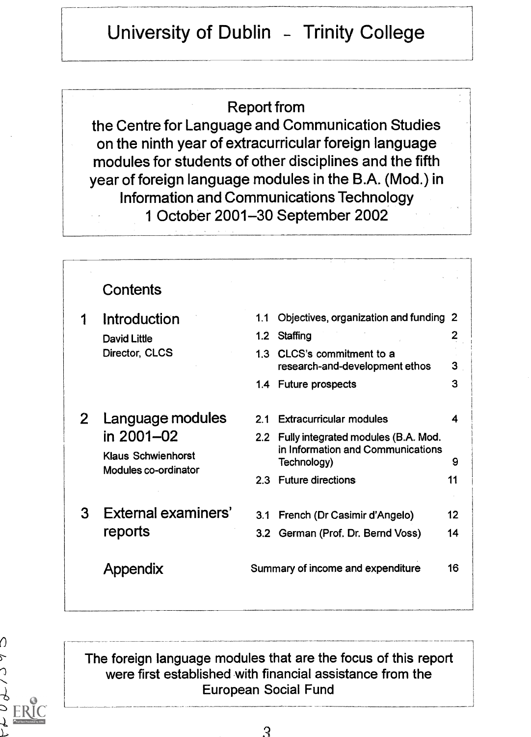# University of Dublin – Trinity College

## Report from the Centre for Language and Communication Studies on the ninth year of extracurricular foreign language modules for students of other disciplines and the fifth year of foreign language modules in the B.A. (Mod.) in Information and Communications Technology 1 October 2001–30 September 2002

### Contents

| | | | | |
|---|---|---|---|---|
| 1 | **Introduction** David Little, Director, CLCS | 1.1 | Objectives, organization and funding | 2 |
| | | 1.2 | Staffing | 2 |
| | | 1.3 | CLCS's commitment to a research-and-development ethos | 3 |
| | | 1.4 | Future prospects | 3 |
| 2 | **Language modules in 2001–02** Klaus Schwienhorst, Modules co-ordinator | 2.1 | Extracurricular modules | 4 |
| | | 2.2 | Fully integrated modules (B.A. Mod. in Information and Communications Technology) | 9 |
| | | 2.3 | Future directions | 11 |
| 3 | **External examiners' reports** | 3.1 | French (Dr Casimir d'Angelo) | 12 |
| | | 3.2 | German (Prof. Dr. Bernd Voss) | 14 |
| | **Appendix** | | Summary of income and expenditure | 16 |

The foreign language modules that are the focus of this report were first established with financial assistance from the European Social Fund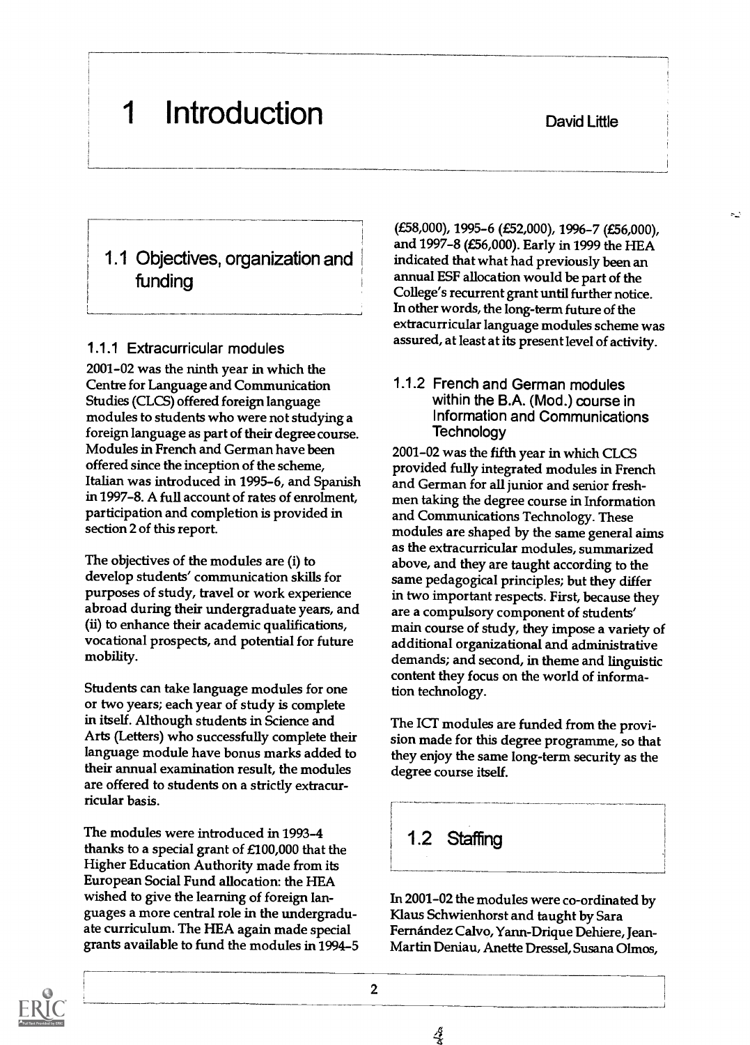# 1 Introduction

David Little

## 1.1 Objectives, organization and funding

### 1.1.1 Extracurricular modules

2001–02 was the ninth year in which the Centre for Language and Communication Studies (CLCS) offered foreign language modules to students who were not studying a foreign language as part of their degree course. Modules in French and German have been offered since the inception of the scheme, Italian was introduced in 1995–6, and Spanish in 1997–8. A full account of rates of enrolment, participation and completion is provided in section 2 of this report.

The objectives of the modules are (i) to develop students' communication skills for purposes of study, travel or work experience abroad during their undergraduate years, and (ii) to enhance their academic qualifications, vocational prospects, and potential for future mobility.

Students can take language modules for one or two years; each year of study is complete in itself. Although students in Science and Arts (Letters) who successfully complete their language module have bonus marks added to their annual examination result, the modules are offered to students on a strictly extracurricular basis.

The modules were introduced in 1993–4 thanks to a special grant of £100,000 that the Higher Education Authority made from its European Social Fund allocation: the HEA wished to give the learning of foreign languages a more central role in the undergraduate curriculum. The HEA again made special grants available to fund the modules in 1994–5 (£58,000), 1995–6 (£52,000), 1996–7 (£56,000), and 1997–8 (£56,000). Early in 1999 the HEA indicated that what had previously been an annual ESF allocation would be part of the College's recurrent grant until further notice. In other words, the long-term future of the extracurricular language modules scheme was assured, at least at its present level of activity.

### 1.1.2 French and German modules within the B.A. (Mod.) course in Information and Communications Technology

2001–02 was the fifth year in which CLCS provided fully integrated modules in French and German for all junior and senior freshmen taking the degree course in Information and Communications Technology. These modules are shaped by the same general aims as the extracurricular modules, summarized above, and they are taught according to the same pedagogical principles; but they differ in two important respects. First, because they are a compulsory component of students' main course of study, they impose a variety of additional organizational and administrative demands; and second, in theme and linguistic content they focus on the world of information technology.

The ICT modules are funded from the provision made for this degree programme, so that they enjoy the same long-term security as the degree course itself.

## 1.2 Staffing

In 2001–02 the modules were co-ordinated by Klaus Schwienhorst and taught by Sara Fernández Calvo, Yann-Drique Dehiere, Jean-Martin Deniau, Anette Dressel, Susana Olmos,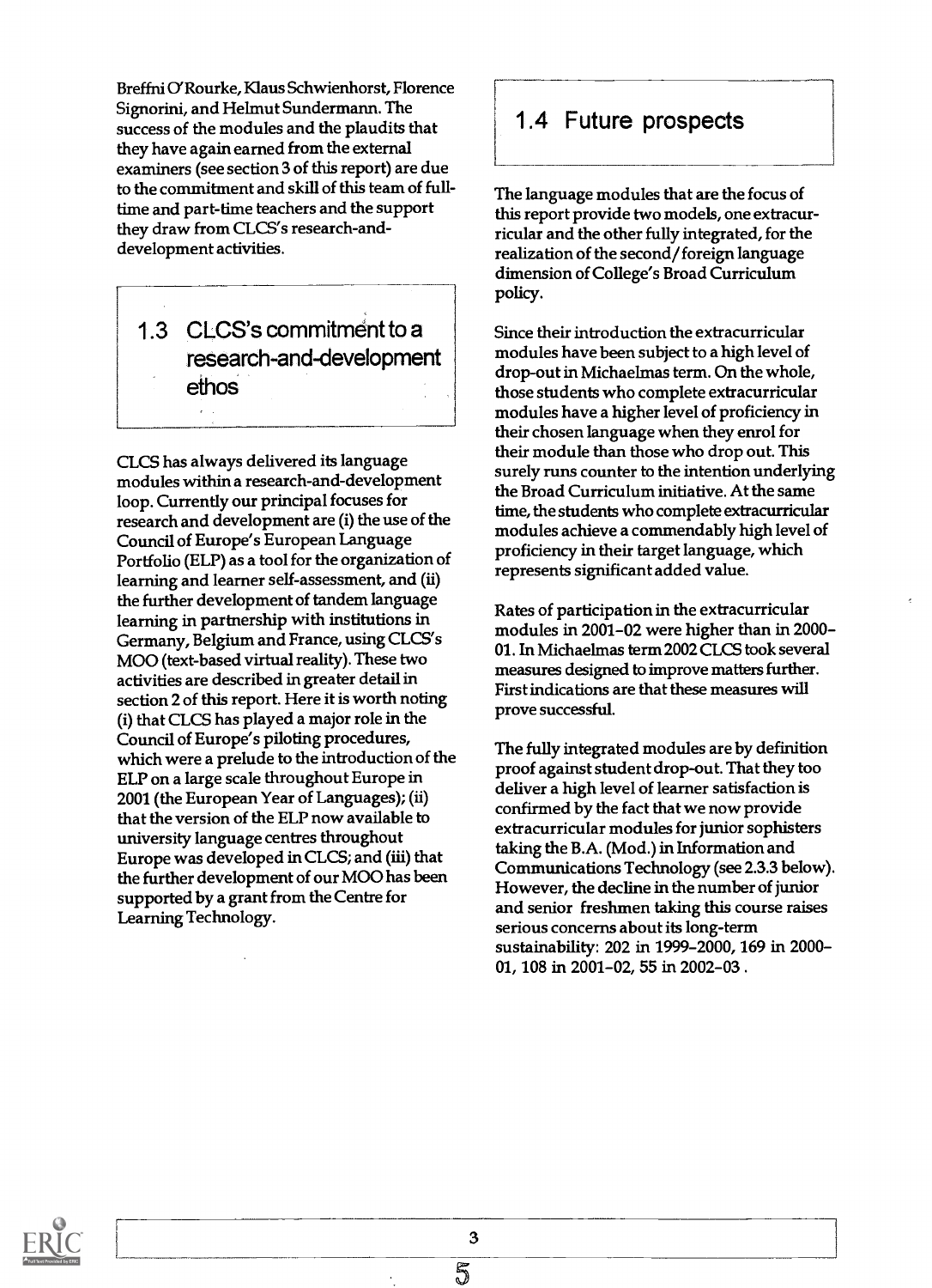Breffni O'Rourke, Klaus Schwienhorst, Florence Signorini, and Helmut Sundermann. The success of the modules and the plaudits that they have again earned from the external examiners (see section 3 of this report) are due to the commitment and skill of this team of full-time and part-time teachers and the support they draw from CLCS's research-and-development activities.

## 1.3 CLCS's commitment to a research-and-development ethos

CLCS has always delivered its language modules within a research-and-development loop. Currently our principal focuses for research and development are (i) the use of the Council of Europe's European Language Portfolio (ELP) as a tool for the organization of learning and learner self-assessment, and (ii) the further development of tandem language learning in partnership with institutions in Germany, Belgium and France, using CLCS's MOO (text-based virtual reality). These two activities are described in greater detail in section 2 of this report. Here it is worth noting (i) that CLCS has played a major role in the Council of Europe's piloting procedures, which were a prelude to the introduction of the ELP on a large scale throughout Europe in 2001 (the European Year of Languages); (ii) that the version of the ELP now available to university language centres throughout Europe was developed in CLCS; and (iii) that the further development of our MOO has been supported by a grant from the Centre for Learning Technology.

## 1.4 Future prospects

The language modules that are the focus of this report provide two models, one extracurricular and the other fully integrated, for the realization of the second/foreign language dimension of College's Broad Curriculum policy.

Since their introduction the extracurricular modules have been subject to a high level of drop-out in Michaelmas term. On the whole, those students who complete extracurricular modules have a higher level of proficiency in their chosen language when they enrol for their module than those who drop out. This surely runs counter to the intention underlying the Broad Curriculum initiative. At the same time, the students who complete extracurricular modules achieve a commendably high level of proficiency in their target language, which represents significant added value.

Rates of participation in the extracurricular modules in 2001–02 were higher than in 2000–01. In Michaelmas term 2002 CLCS took several measures designed to improve matters further. First indications are that these measures will prove successful.

The fully integrated modules are by definition proof against student drop-out. That they too deliver a high level of learner satisfaction is confirmed by the fact that we now provide extracurricular modules for junior sophisters taking the B.A. (Mod.) in Information and Communications Technology (see 2.3.3 below). However, the decline in the number of junior and senior freshmen taking this course raises serious concerns about its long-term sustainability: 202 in 1999–2000, 169 in 2000–01, 108 in 2001–02, 55 in 2002–03 .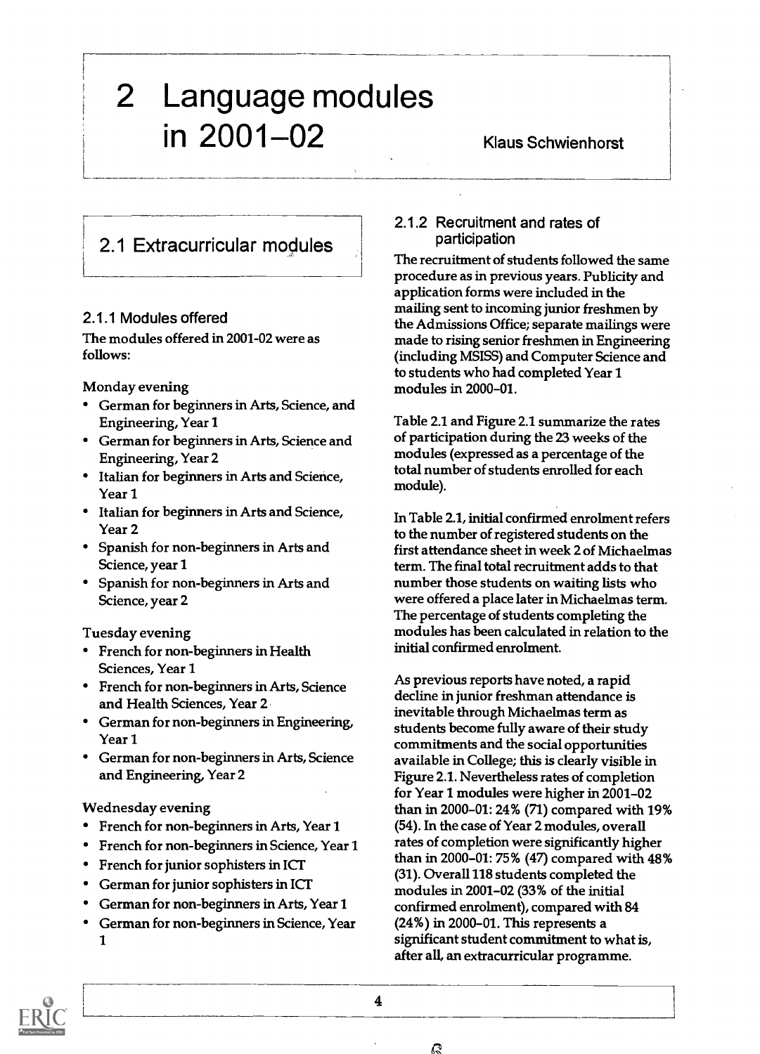# 2 Language modules in 2001–02

Klaus Schwienhorst

## 2.1 Extracurricular modules

### 2.1.1 Modules offered

The modules offered in 2001-02 were as follows:

Monday evening

- German for beginners in Arts, Science, and Engineering, Year 1
- German for beginners in Arts, Science and Engineering, Year 2
- Italian for beginners in Arts and Science, Year 1
- Italian for beginners in Arts and Science, Year 2
- Spanish for non-beginners in Arts and Science, year 1
- Spanish for non-beginners in Arts and Science, year 2

Tuesday evening

- French for non-beginners in Health Sciences, Year 1
- French for non-beginners in Arts, Science and Health Sciences, Year 2
- German for non-beginners in Engineering, Year 1
- German for non-beginners in Arts, Science and Engineering, Year 2

Wednesday evening

- French for non-beginners in Arts, Year 1
- French for non-beginners in Science, Year 1
- French for junior sophisters in ICT
- German for junior sophisters in ICT
- German for non-beginners in Arts, Year 1
- German for non-beginners in Science, Year 1

### 2.1.2 Recruitment and rates of participation

The recruitment of students followed the same procedure as in previous years. Publicity and application forms were included in the mailing sent to incoming junior freshmen by the Admissions Office; separate mailings were made to rising senior freshmen in Engineering (including MSISS) and Computer Science and to students who had completed Year 1 modules in 2000–01.

Table 2.1 and Figure 2.1 summarize the rates of participation during the 23 weeks of the modules (expressed as a percentage of the total number of students enrolled for each module).

In Table 2.1, initial confirmed enrolment refers to the number of registered students on the first attendance sheet in week 2 of Michaelmas term. The final total recruitment adds to that number those students on waiting lists who were offered a place later in Michaelmas term. The percentage of students completing the modules has been calculated in relation to the initial confirmed enrolment.

As previous reports have noted, a rapid decline in junior freshman attendance is inevitable through Michaelmas term as students become fully aware of their study commitments and the social opportunities available in College; this is clearly visible in Figure 2.1. Nevertheless rates of completion for Year 1 modules were higher in 2001–02 than in 2000–01: 24% (71) compared with 19% (54). In the case of Year 2 modules, overall rates of completion were significantly higher than in 2000–01: 75% (47) compared with 48% (31). Overall 118 students completed the modules in 2001–02 (33% of the initial confirmed enrolment), compared with 84 (24%) in 2000–01. This represents a significant student commitment to what is, after all, an extracurricular programme.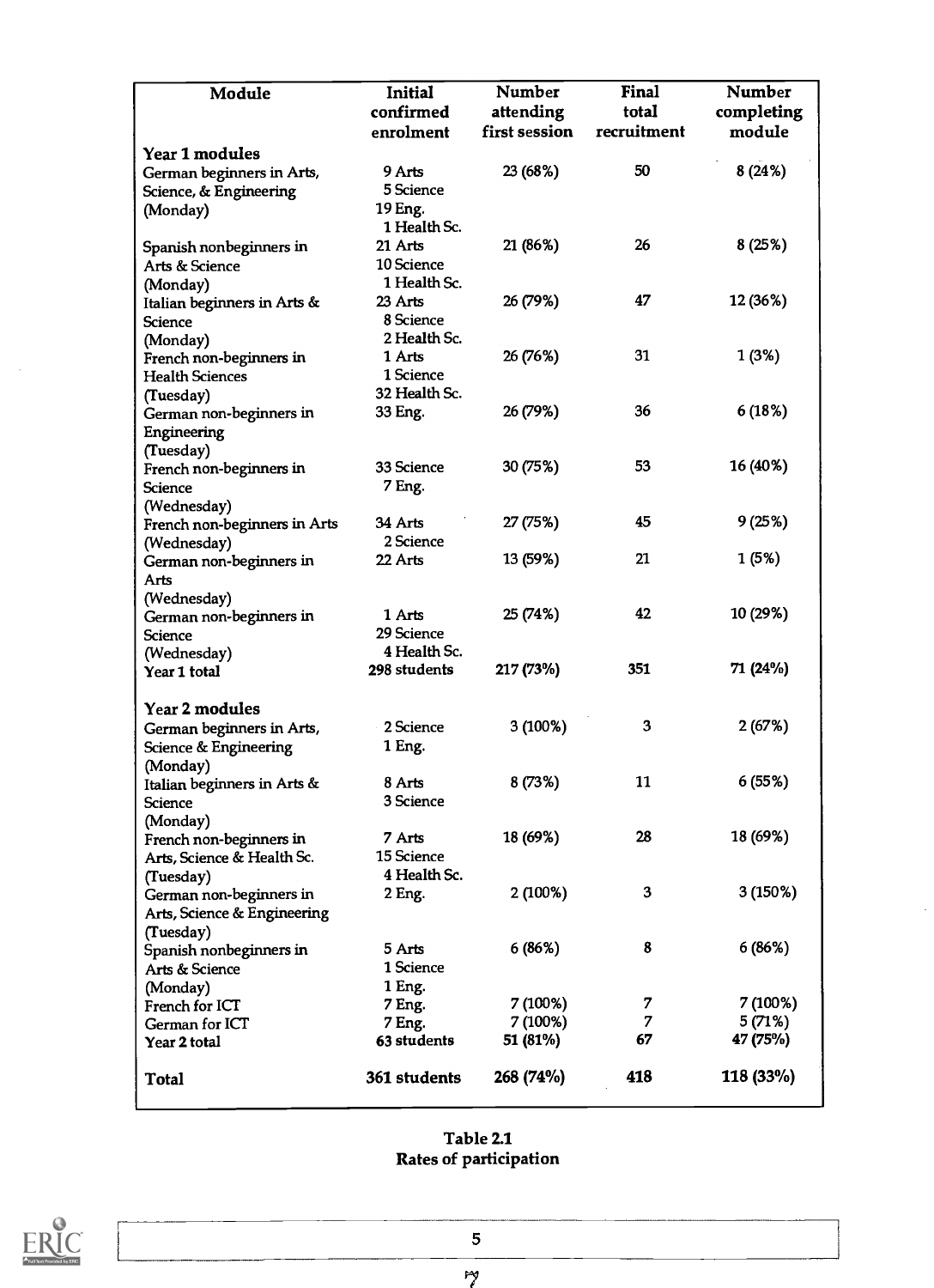| Module | Initial confirmed enrolment | Number attending first session | Final total recruitment | Number completing module |
|---|---|---|---|---|
| **Year 1 modules** | | | | |
| German beginners in Arts, Science, & Engineering (Monday) | 9 Arts<br>5 Science<br>19 Eng.<br>1 Health Sc. | 23 (68%) | 50 | 8 (24%) |
| Spanish nonbeginners in Arts & Science (Monday) | 21 Arts<br>10 Science<br>1 Health Sc. | 21 (86%) | 26 | 8 (25%) |
| Italian beginners in Arts & Science (Monday) | 23 Arts<br>8 Science<br>2 Health Sc. | 26 (79%) | 47 | 12 (36%) |
| French non-beginners in Health Sciences (Tuesday) | 1 Arts<br>1 Science<br>32 Health Sc. | 26 (76%) | 31 | 1 (3%) |
| German non-beginners in Engineering (Tuesday) | 33 Eng. | 26 (79%) | 36 | 6 (18%) |
| French non-beginners in Science (Wednesday) | 33 Science<br>7 Eng. | 30 (75%) | 53 | 16 (40%) |
| French non-beginners in Arts (Wednesday) | 34 Arts<br>2 Science | 27 (75%) | 45 | 9 (25%) |
| German non-beginners in Arts (Wednesday) | 22 Arts | 13 (59%) | 21 | 1 (5%) |
| German non-beginners in Science (Wednesday) | 1 Arts<br>29 Science<br>4 Health Sc. | 25 (74%) | 42 | 10 (29%) |
| **Year 1 total** | **298 students** | **217 (73%)** | **351** | **71 (24%)** |
| **Year 2 modules** | | | | |
| German beginners in Arts, Science & Engineering (Monday) | 2 Science<br>1 Eng. | 3 (100%) | 3 | 2 (67%) |
| Italian beginners in Arts & Science (Monday) | 8 Arts<br>3 Science | 8 (73%) | 11 | 6 (55%) |
| French non-beginners in Arts, Science & Health Sc. (Tuesday) | 7 Arts<br>15 Science<br>4 Health Sc. | 18 (69%) | 28 | 18 (69%) |
| German non-beginners in Arts, Science & Engineering (Tuesday) | 2 Eng. | 2 (100%) | 3 | 3 (150%) |
| Spanish nonbeginners in Arts & Science (Monday) | 5 Arts<br>1 Science<br>1 Eng. | 6 (86%) | 8 | 6 (86%) |
| French for ICT | 7 Eng. | 7 (100%) | 7 | 7 (100%) |
| German for ICT | 7 Eng. | 7 (100%) | 7 | 5 (71%) |
| **Year 2 total** | **63 students** | **51 (81%)** | **67** | **47 (75%)** |
| **Total** | **361 students** | **268 (74%)** | **418** | **118 (33%)** |

**Table 2.1**
**Rates of participation**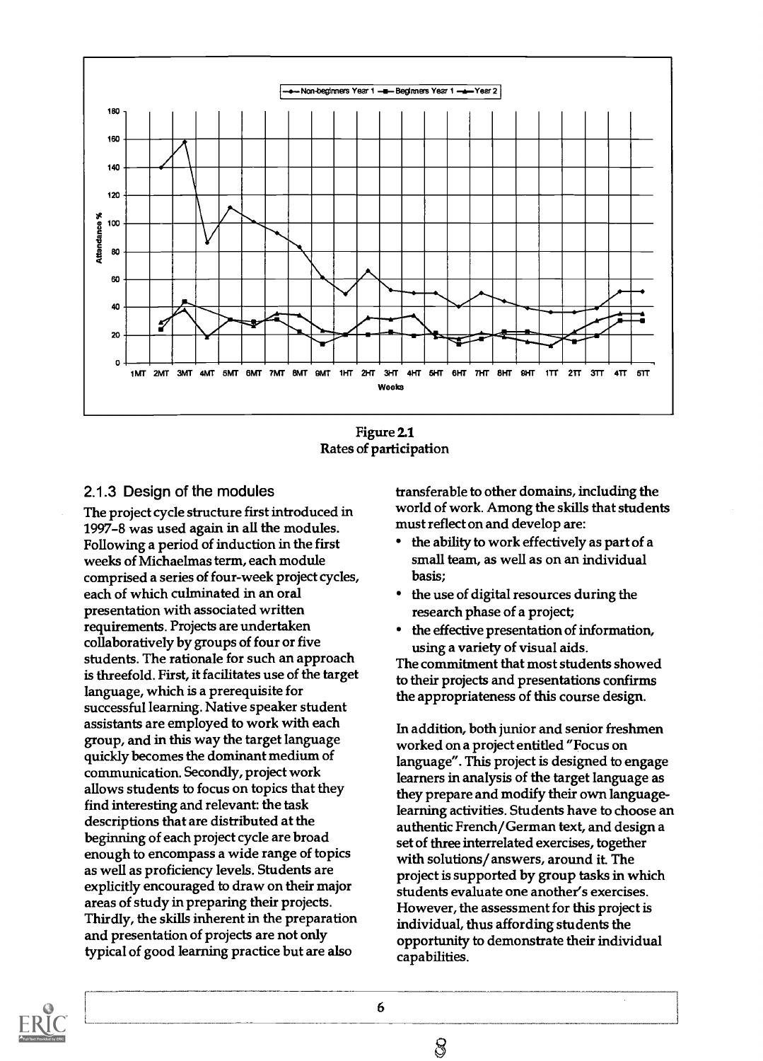Figure 2.1
Rates of participation

### 2.1.3 Design of the modules

The project cycle structure first introduced in 1997–8 was used again in all the modules. Following a period of induction in the first weeks of Michaelmas term, each module comprised a series of four-week project cycles, each of which culminated in an oral presentation with associated written requirements. Projects are undertaken collaboratively by groups of four or five students. The rationale for such an approach is threefold. First, it facilitates use of the target language, which is a prerequisite for successful learning. Native speaker student assistants are employed to work with each group, and in this way the target language quickly becomes the dominant medium of communication. Secondly, project work allows students to focus on topics that they find interesting and relevant: the task descriptions that are distributed at the beginning of each project cycle are broad enough to encompass a wide range of topics as well as proficiency levels. Students are explicitly encouraged to draw on their major areas of study in preparing their projects. Thirdly, the skills inherent in the preparation and presentation of projects are not only typical of good learning practice but are also transferable to other domains, including the world of work. Among the skills that students must reflect on and develop are:

- the ability to work effectively as part of a small team, as well as on an individual basis;
- the use of digital resources during the research phase of a project;
- the effective presentation of information, using a variety of visual aids.

The commitment that most students showed to their projects and presentations confirms the appropriateness of this course design.

In addition, both junior and senior freshmen worked on a project entitled "Focus on language". This project is designed to engage learners in analysis of the target language as they prepare and modify their own language-learning activities. Students have to choose an authentic French/German text, and design a set of three interrelated exercises, together with solutions/answers, around it. The project is supported by group tasks in which students evaluate one another's exercises. However, the assessment for this project is individual, thus affording students the opportunity to demonstrate their individual capabilities.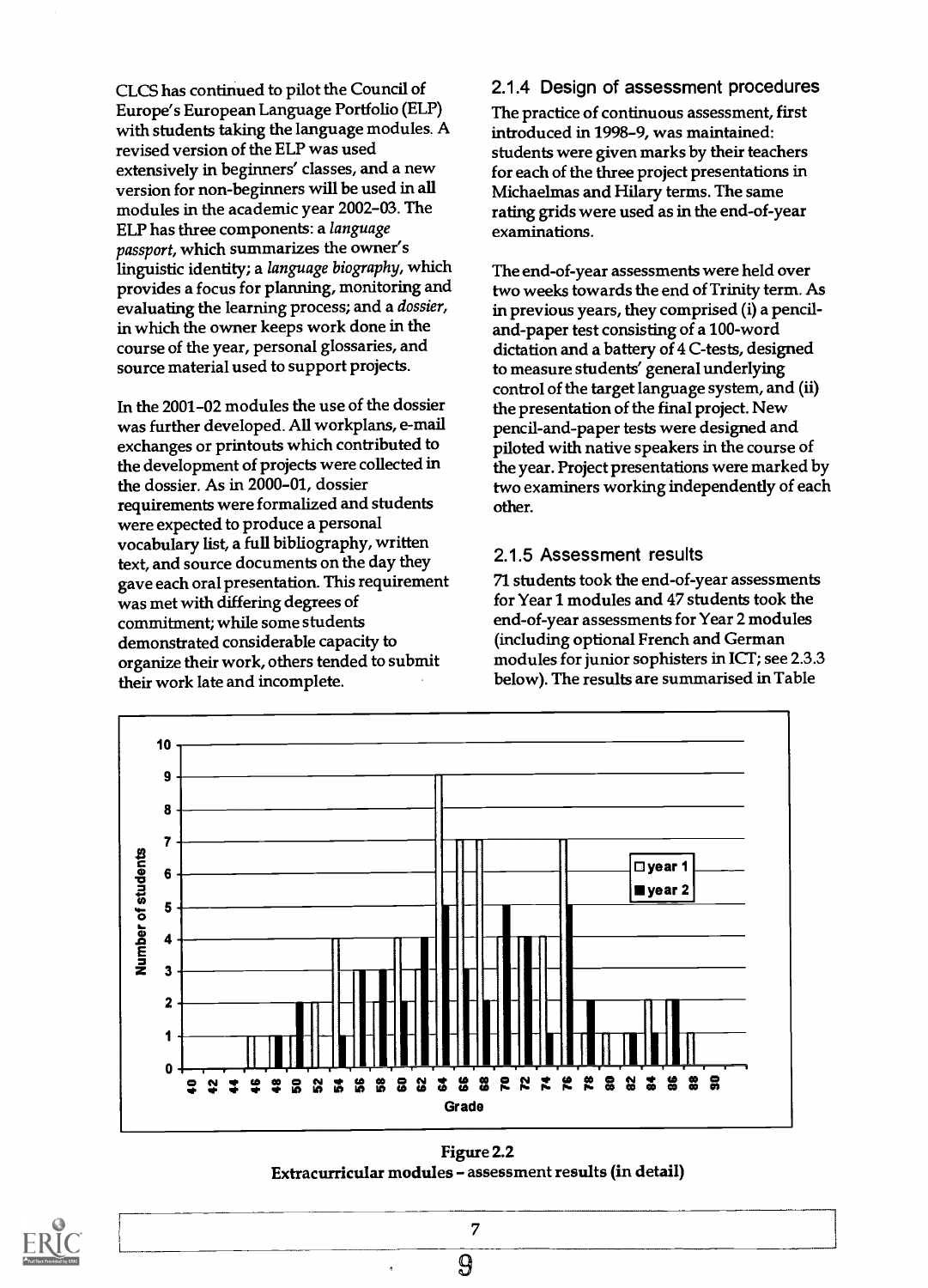CLCS has continued to pilot the Council of Europe's European Language Portfolio (ELP) with students taking the language modules. A revised version of the ELP was used extensively in beginners' classes, and a new version for non-beginners will be used in all modules in the academic year 2002–03. The ELP has three components: a *language passport*, which summarizes the owner's linguistic identity; a *language biography*, which provides a focus for planning, monitoring and evaluating the learning process; and a *dossier*, in which the owner keeps work done in the course of the year, personal glossaries, and source material used to support projects.

In the 2001–02 modules the use of the dossier was further developed. All workplans, e-mail exchanges or printouts which contributed to the development of projects were collected in the dossier. As in 2000–01, dossier requirements were formalized and students were expected to produce a personal vocabulary list, a full bibliography, written text, and source documents on the day they gave each oral presentation. This requirement was met with differing degrees of commitment; while some students demonstrated considerable capacity to organize their work, others tended to submit their work late and incomplete.

### 2.1.4 Design of assessment procedures

The practice of continuous assessment, first introduced in 1998–9, was maintained: students were given marks by their teachers for each of the three project presentations in Michaelmas and Hilary terms. The same rating grids were used as in the end-of-year examinations.

The end-of-year assessments were held over two weeks towards the end of Trinity term. As in previous years, they comprised (i) a pencil-and-paper test consisting of a 100-word dictation and a battery of 4 C-tests, designed to measure students' general underlying control of the target language system, and (ii) the presentation of the final project. New pencil-and-paper tests were designed and piloted with native speakers in the course of the year. Project presentations were marked by two examiners working independently of each other.

### 2.1.5 Assessment results

71 students took the end-of-year assessments for Year 1 modules and 47 students took the end-of-year assessments for Year 2 modules (including optional French and German modules for junior sophisters in ICT; see 2.3.3 below). The results are summarised in Table

| Grade | 40 | 42 | 44 | 46 | 48 | 50 | 52 | 54 | 56 | 58 | 60 | 62 | 64 | 66 | 68 | 70 | 72 | 74 | 76 | 78 | 80 | 82 | 84 | 86 | 88 | 90 |
|---|---|---|---|---|---|---|---|---|---|---|---|---|---|---|---|---|---|---|---|---|---|---|---|---|---|---|
| year 1 | 0 | 0 | 0 | 1 | 1 | 1 | 2 | 4 | 3 | 2 | 4 | 3 | 9 | 7 | 7 | 4 | 4 | 4 | 7 | 1 | 1 | 1 | 2 | 2 | 1 | 0 |
| year 2 | 0 | 0 | 0 | 0 | 1 | 2 | 0 | 1 | 3 | 3 | 2 | 4 | 5 | 3 | 2 | 5 | 4 | 1 | 5 | 2 | 0 | 1 | 1 | 2 | 0 | 0 |

Figure 2.2
Extracurricular modules – assessment results (in detail)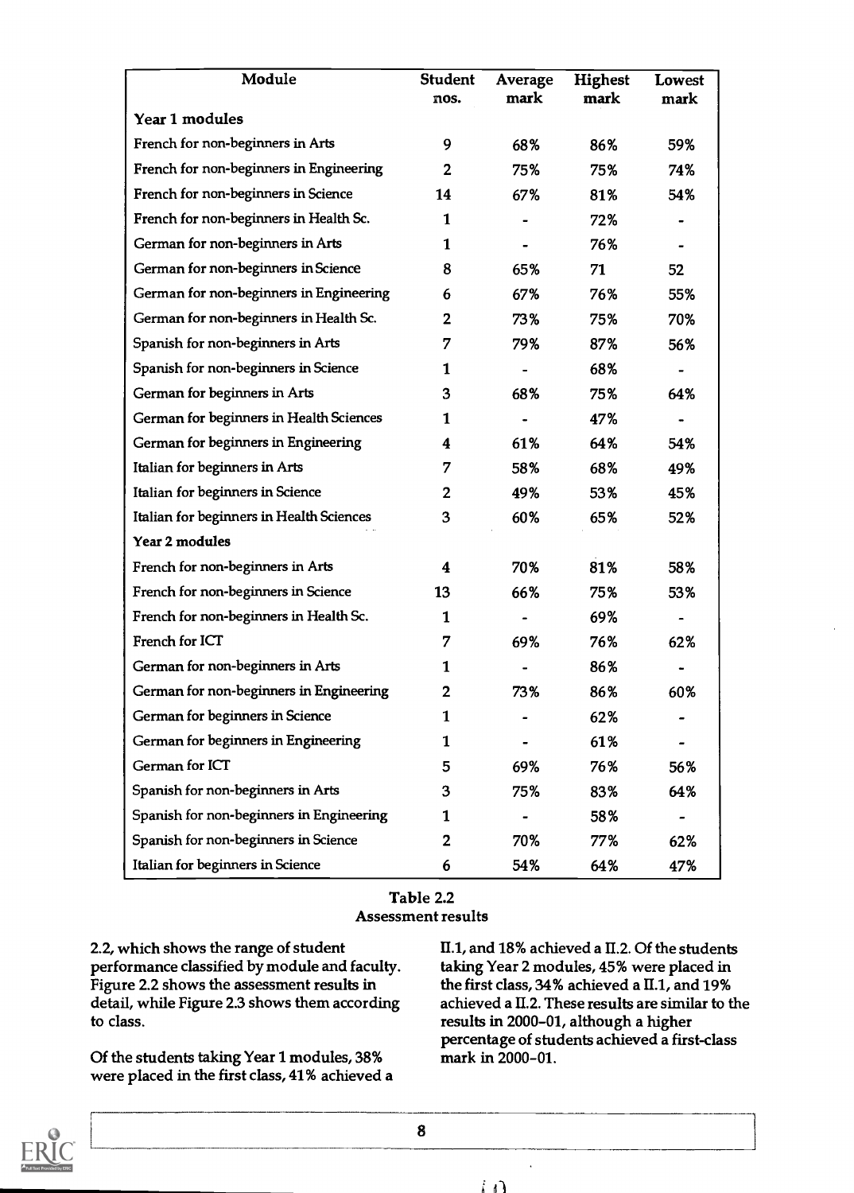| Module | Student nos. | Average mark | Highest mark | Lowest mark |
|---|---|---|---|---|
| **Year 1 modules** | | | | |
| French for non-beginners in Arts | 9 | 68% | 86% | 59% |
| French for non-beginners in Engineering | 2 | 75% | 75% | 74% |
| French for non-beginners in Science | 14 | 67% | 81% | 54% |
| French for non-beginners in Health Sc. | 1 | - | 72% | - |
| German for non-beginners in Arts | 1 | - | 76% | - |
| German for non-beginners in Science | 8 | 65% | 71 | 52 |
| German for non-beginners in Engineering | 6 | 67% | 76% | 55% |
| German for non-beginners in Health Sc. | 2 | 73% | 75% | 70% |
| Spanish for non-beginners in Arts | 7 | 79% | 87% | 56% |
| Spanish for non-beginners in Science | 1 | - | 68% | - |
| German for beginners in Arts | 3 | 68% | 75% | 64% |
| German for beginners in Health Sciences | 1 | - | 47% | - |
| German for beginners in Engineering | 4 | 61% | 64% | 54% |
| Italian for beginners in Arts | 7 | 58% | 68% | 49% |
| Italian for beginners in Science | 2 | 49% | 53% | 45% |
| Italian for beginners in Health Sciences | 3 | 60% | 65% | 52% |
| **Year 2 modules** | | | | |
| French for non-beginners in Arts | 4 | 70% | 81% | 58% |
| French for non-beginners in Science | 13 | 66% | 75% | 53% |
| French for non-beginners in Health Sc. | 1 | - | 69% | - |
| French for ICT | 7 | 69% | 76% | 62% |
| German for non-beginners in Arts | 1 | - | 86% | - |
| German for non-beginners in Engineering | 2 | 73% | 86% | 60% |
| German for beginners in Science | 1 | - | 62% | - |
| German for beginners in Engineering | 1 | - | 61% | - |
| German for ICT | 5 | 69% | 76% | 56% |
| Spanish for non-beginners in Arts | 3 | 75% | 83% | 64% |
| Spanish for non-beginners in Engineering | 1 | - | 58% | - |
| Spanish for non-beginners in Science | 2 | 70% | 77% | 62% |
| Italian for beginners in Science | 6 | 54% | 64% | 47% |

**Table 2.2**
**Assessment results**

2.2, which shows the range of student performance classified by module and faculty. Figure 2.2 shows the assessment results in detail, while Figure 2.3 shows them according to class.

Of the students taking Year 1 modules, 38% were placed in the first class, 41% achieved a II.1, and 18% achieved a II.2. Of the students taking Year 2 modules, 45% were placed in the first class, 34% achieved a II.1, and 19% achieved a II.2. These results are similar to the results in 2000–01, although a higher percentage of students achieved a first-class mark in 2000–01.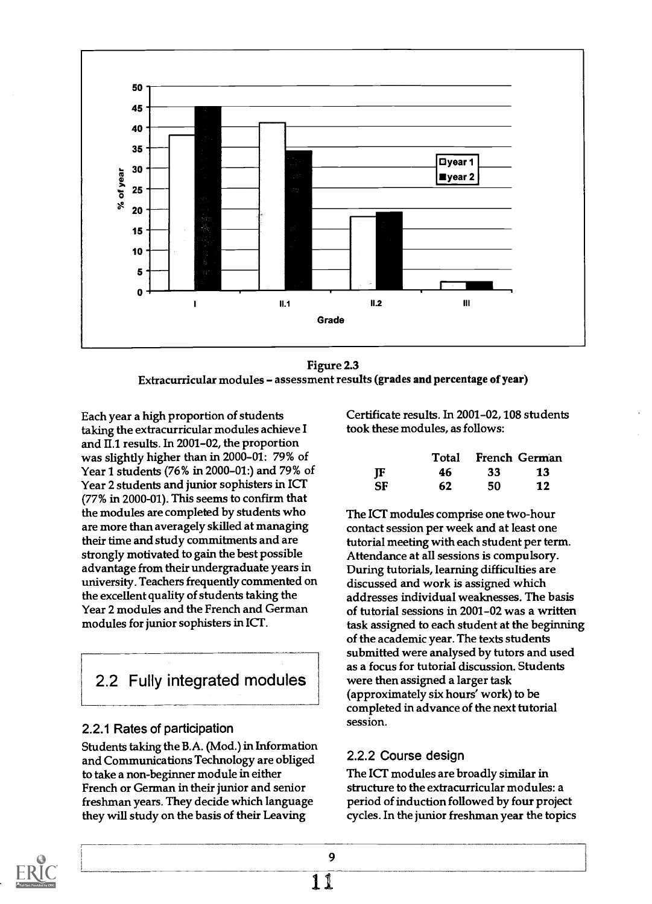Figure 2.3
Extracurricular modules – assessment results (grades and percentage of year)

Each year a high proportion of students taking the extracurricular modules achieve I and II.1 results. In 2001–02, the proportion was slightly higher than in 2000–01: 79% of Year 1 students (76% in 2000–01:) and 79% of Year 2 students and junior sophisters in ICT (77% in 2000-01). This seems to confirm that the modules are completed by students who are more than averagely skilled at managing their time and study commitments and are strongly motivated to gain the best possible advantage from their undergraduate years in university. Teachers frequently commented on the excellent quality of students taking the Year 2 modules and the French and German modules for junior sophisters in ICT.

## 2.2 Fully integrated modules

### 2.2.1 Rates of participation

Students taking the B.A. (Mod.) in Information and Communications Technology are obliged to take a non-beginner module in either French or German in their junior and senior freshman years. They decide which language they will study on the basis of their Leaving Certificate results. In 2001–02, 108 students took these modules, as follows:

| | Total | French | German |
|---|---|---|---|
| JF | 46 | 33 | 13 |
| SF | 62 | 50 | 12 |

The ICT modules comprise one two-hour contact session per week and at least one tutorial meeting with each student per term. Attendance at all sessions is compulsory. During tutorials, learning difficulties are discussed and work is assigned which addresses individual weaknesses. The basis of tutorial sessions in 2001–02 was a written task assigned to each student at the beginning of the academic year. The texts students submitted were analysed by tutors and used as a focus for tutorial discussion. Students were then assigned a larger task (approximately six hours' work) to be completed in advance of the next tutorial session.

### 2.2.2 Course design

The ICT modules are broadly similar in structure to the extracurricular modules: a period of induction followed by four project cycles. In the junior freshman year the topics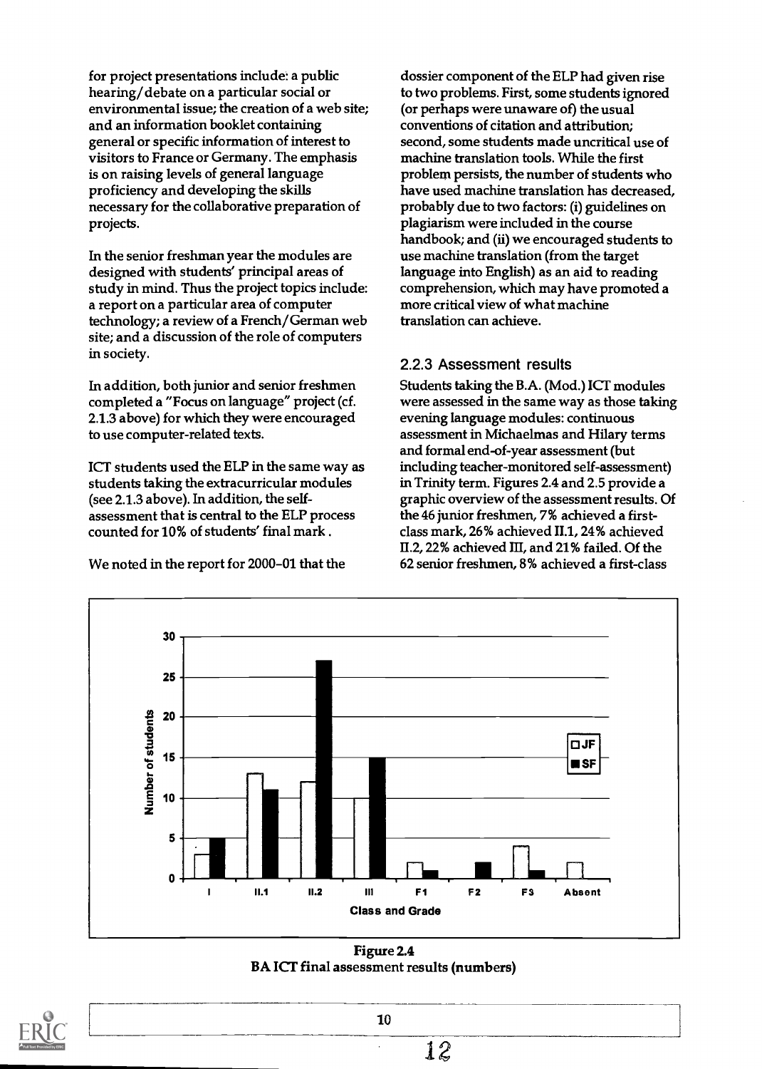for project presentations include: a public hearing/debate on a particular social or environmental issue; the creation of a web site; and an information booklet containing general or specific information of interest to visitors to France or Germany. The emphasis is on raising levels of general language proficiency and developing the skills necessary for the collaborative preparation of projects.

In the senior freshman year the modules are designed with students' principal areas of study in mind. Thus the project topics include: a report on a particular area of computer technology; a review of a French/German web site; and a discussion of the role of computers in society.

In addition, both junior and senior freshmen completed a "Focus on language" project (cf. 2.1.3 above) for which they were encouraged to use computer-related texts.

ICT students used the ELP in the same way as students taking the extracurricular modules (see 2.1.3 above). In addition, the self-assessment that is central to the ELP process counted for 10% of students' final mark.

We noted in the report for 2000–01 that the dossier component of the ELP had given rise to two problems. First, some students ignored (or perhaps were unaware of) the usual conventions of citation and attribution; second, some students made uncritical use of machine translation tools. While the first problem persists, the number of students who have used machine translation has decreased, probably due to two factors: (i) guidelines on plagiarism were included in the course handbook; and (ii) we encouraged students to use machine translation (from the target language into English) as an aid to reading comprehension, which may have promoted a more critical view of what machine translation can achieve.

### 2.2.3 Assessment results

Students taking the B.A. (Mod.) ICT modules were assessed in the same way as those taking evening language modules: continuous assessment in Michaelmas and Hilary terms and formal end-of-year assessment (but including teacher-monitored self-assessment) in Trinity term. Figures 2.4 and 2.5 provide a graphic overview of the assessment results. Of the 46 junior freshmen, 7% achieved a first-class mark, 26% achieved II.1, 24% achieved II.2, 22% achieved III, and 21% failed. Of the 62 senior freshmen, 8% achieved a first-class

**Figure 2.4**
**BA ICT final assessment results (numbers)**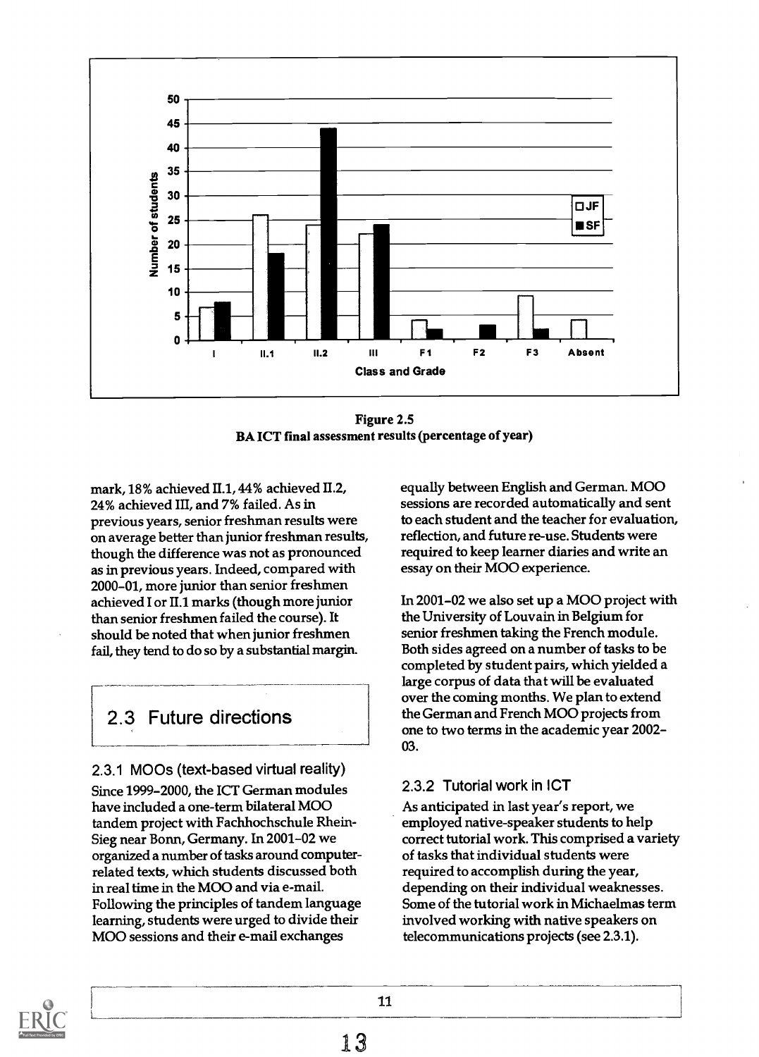Figure 2.5
**BA ICT final assessment results (percentage of year)**

mark, 18% achieved II.1, 44% achieved II.2, 24% achieved III, and 7% failed. As in previous years, senior freshman results were on average better than junior freshman results, though the difference was not as pronounced as in previous years. Indeed, compared with 2000–01, more junior than senior freshmen achieved I or II.1 marks (though more junior than senior freshmen failed the course). It should be noted that when junior freshmen fail, they tend to do so by a substantial margin.

## 2.3 Future directions

### 2.3.1 MOOs (text-based virtual reality)

Since 1999–2000, the ICT German modules have included a one-term bilateral MOO tandem project with Fachhochschule Rhein-Sieg near Bonn, Germany. In 2001–02 we organized a number of tasks around computer-related texts, which students discussed both in real time in the MOO and via e-mail. Following the principles of tandem language learning, students were urged to divide their MOO sessions and their e-mail exchanges equally between English and German. MOO sessions are recorded automatically and sent to each student and the teacher for evaluation, reflection, and future re-use. Students were required to keep learner diaries and write an essay on their MOO experience.

In 2001–02 we also set up a MOO project with the University of Louvain in Belgium for senior freshmen taking the French module. Both sides agreed on a number of tasks to be completed by student pairs, which yielded a large corpus of data that will be evaluated over the coming months. We plan to extend the German and French MOO projects from one to two terms in the academic year 2002–03.

### 2.3.2 Tutorial work in ICT

As anticipated in last year's report, we employed native-speaker students to help correct tutorial work. This comprised a variety of tasks that individual students were required to accomplish during the year, depending on their individual weaknesses. Some of the tutorial work in Michaelmas term involved working with native speakers on telecommunications projects (see 2.3.1).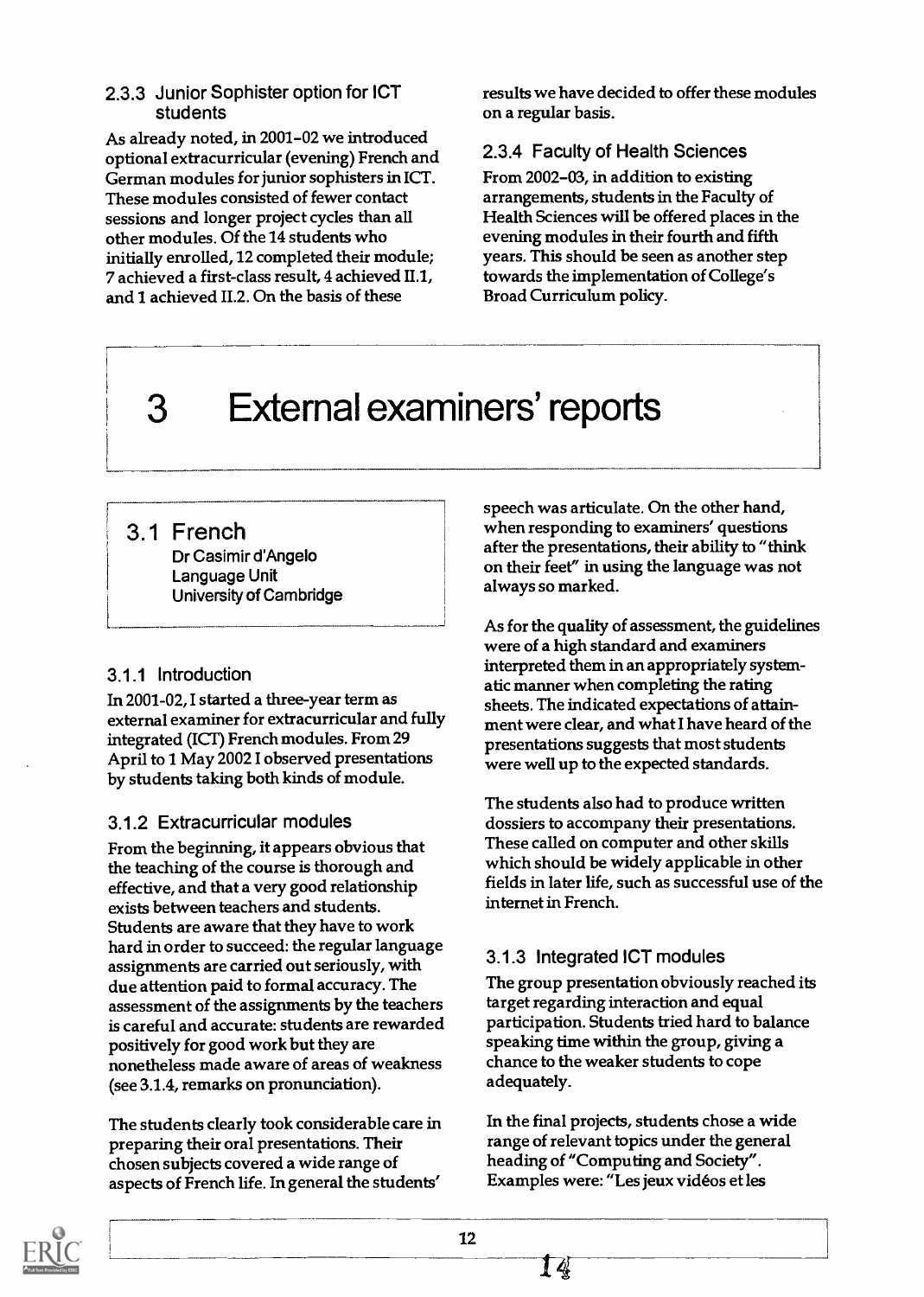### 2.3.3 Junior Sophister option for ICT students

As already noted, in 2001–02 we introduced optional extracurricular (evening) French and German modules for junior sophisters in ICT. These modules consisted of fewer contact sessions and longer project cycles than all other modules. Of the 14 students who initially enrolled, 12 completed their module; 7 achieved a first-class result, 4 achieved II.1, and 1 achieved II.2. On the basis of these results we have decided to offer these modules on a regular basis.

### 2.3.4 Faculty of Health Sciences

From 2002–03, in addition to existing arrangements, students in the Faculty of Health Sciences will be offered places in the evening modules in their fourth and fifth years. This should be seen as another step towards the implementation of College's Broad Curriculum policy.

# 3 External examiners' reports

## 3.1 French

Dr Casimir d'Angelo
Language Unit
University of Cambridge

### 3.1.1 Introduction

In 2001-02, I started a three-year term as external examiner for extracurricular and fully integrated (ICT) French modules. From 29 April to 1 May 2002 I observed presentations by students taking both kinds of module.

### 3.1.2 Extracurricular modules

From the beginning, it appears obvious that the teaching of the course is thorough and effective, and that a very good relationship exists between teachers and students. Students are aware that they have to work hard in order to succeed: the regular language assignments are carried out seriously, with due attention paid to formal accuracy. The assessment of the assignments by the teachers is careful and accurate: students are rewarded positively for good work but they are nonetheless made aware of areas of weakness (see 3.1.4, remarks on pronunciation).

The students clearly took considerable care in preparing their oral presentations. Their chosen subjects covered a wide range of aspects of French life. In general the students' speech was articulate. On the other hand, when responding to examiners' questions after the presentations, their ability to "think on their feet" in using the language was not always so marked.

As for the quality of assessment, the guidelines were of a high standard and examiners interpreted them in an appropriately systematic manner when completing the rating sheets. The indicated expectations of attainment were clear, and what I have heard of the presentations suggests that most students were well up to the expected standards.

The students also had to produce written dossiers to accompany their presentations. These called on computer and other skills which should be widely applicable in other fields in later life, such as successful use of the internet in French.

### 3.1.3 Integrated ICT modules

The group presentation obviously reached its target regarding interaction and equal participation. Students tried hard to balance speaking time within the group, giving a chance to the weaker students to cope adequately.

In the final projects, students chose a wide range of relevant topics under the general heading of "Computing and Society". Examples were: "Les jeux vidéos et les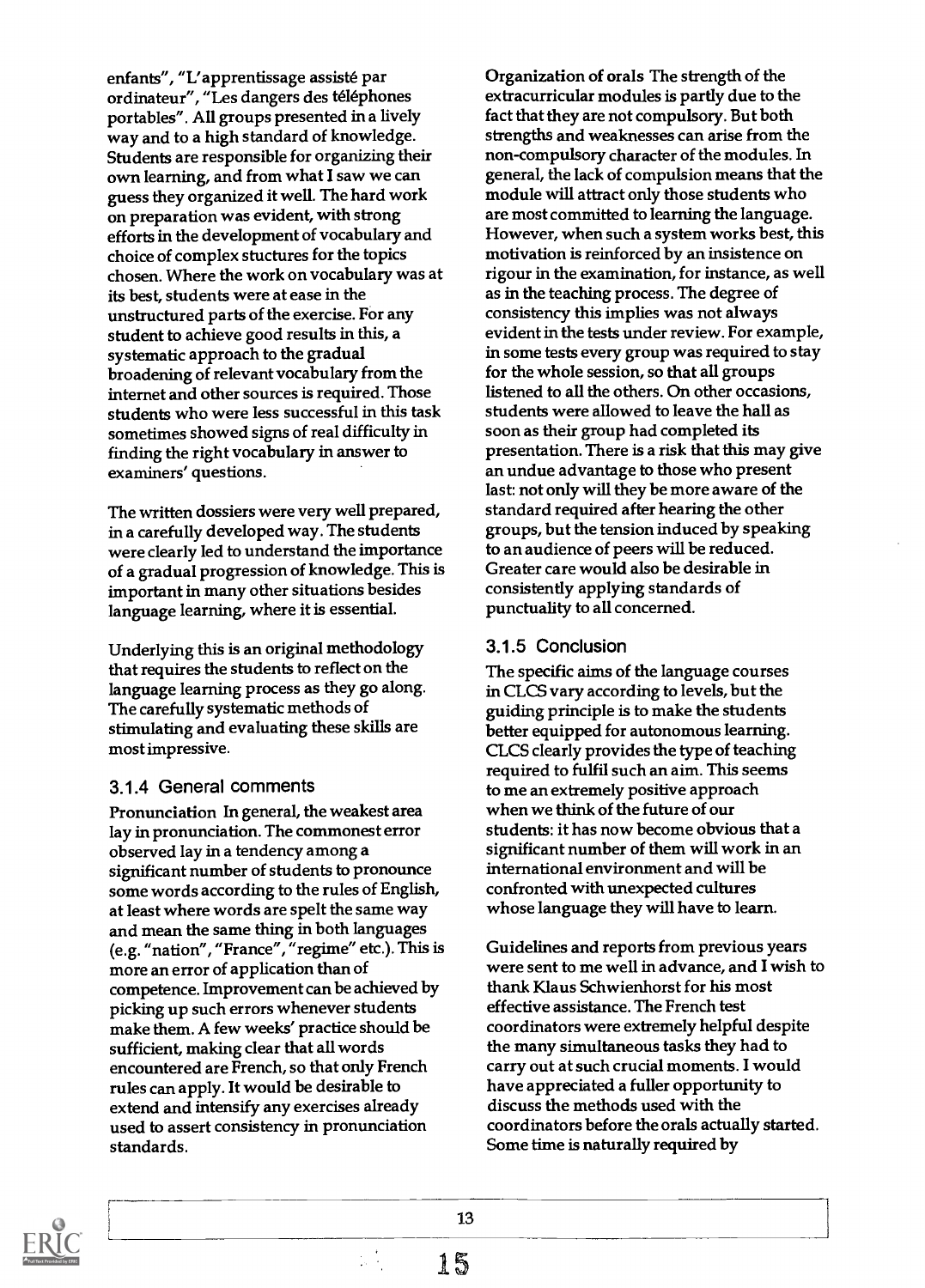enfants", "L'apprentissage assisté par ordinateur", "Les dangers des téléphones portables". All groups presented in a lively way and to a high standard of knowledge. Students are responsible for organizing their own learning, and from what I saw we can guess they organized it well. The hard work on preparation was evident, with strong efforts in the development of vocabulary and choice of complex stuctures for the topics chosen. Where the work on vocabulary was at its best, students were at ease in the unstructured parts of the exercise. For any student to achieve good results in this, a systematic approach to the gradual broadening of relevant vocabulary from the internet and other sources is required. Those students who were less successful in this task sometimes showed signs of real difficulty in finding the right vocabulary in answer to examiners' questions.

The written dossiers were very well prepared, in a carefully developed way. The students were clearly led to understand the importance of a gradual progression of knowledge. This is important in many other situations besides language learning, where it is essential.

Underlying this is an original methodology that requires the students to reflect on the language learning process as they go along. The carefully systematic methods of stimulating and evaluating these skills are most impressive.

### 3.1.4 General comments

Pronunciation In general, the weakest area lay in pronunciation. The commonest error observed lay in a tendency among a significant number of students to pronounce some words according to the rules of English, at least where words are spelt the same way and mean the same thing in both languages (e.g. "nation", "France", "regime" etc.). This is more an error of application than of competence. Improvement can be achieved by picking up such errors whenever students make them. A few weeks' practice should be sufficient, making clear that all words encountered are French, so that only French rules can apply. It would be desirable to extend and intensify any exercises already used to assert consistency in pronunciation standards.

Organization of orals The strength of the extracurricular modules is partly due to the fact that they are not compulsory. But both strengths and weaknesses can arise from the non-compulsory character of the modules. In general, the lack of compulsion means that the module will attract only those students who are most committed to learning the language. However, when such a system works best, this motivation is reinforced by an insistence on rigour in the examination, for instance, as well as in the teaching process. The degree of consistency this implies was not always evident in the tests under review. For example, in some tests every group was required to stay for the whole session, so that all groups listened to all the others. On other occasions, students were allowed to leave the hall as soon as their group had completed its presentation. There is a risk that this may give an undue advantage to those who present last: not only will they be more aware of the standard required after hearing the other groups, but the tension induced by speaking to an audience of peers will be reduced. Greater care would also be desirable in consistently applying standards of punctuality to all concerned.

### 3.1.5 Conclusion

The specific aims of the language courses in CLCS vary according to levels, but the guiding principle is to make the students better equipped for autonomous learning. CLCS clearly provides the type of teaching required to fulfil such an aim. This seems to me an extremely positive approach when we think of the future of our students: it has now become obvious that a significant number of them will work in an international environment and will be confronted with unexpected cultures whose language they will have to learn.

Guidelines and reports from previous years were sent to me well in advance, and I wish to thank Klaus Schwienhorst for his most effective assistance. The French test coordinators were extremely helpful despite the many simultaneous tasks they had to carry out at such crucial moments. I would have appreciated a fuller opportunity to discuss the methods used with the coordinators before the orals actually started. Some time is naturally required by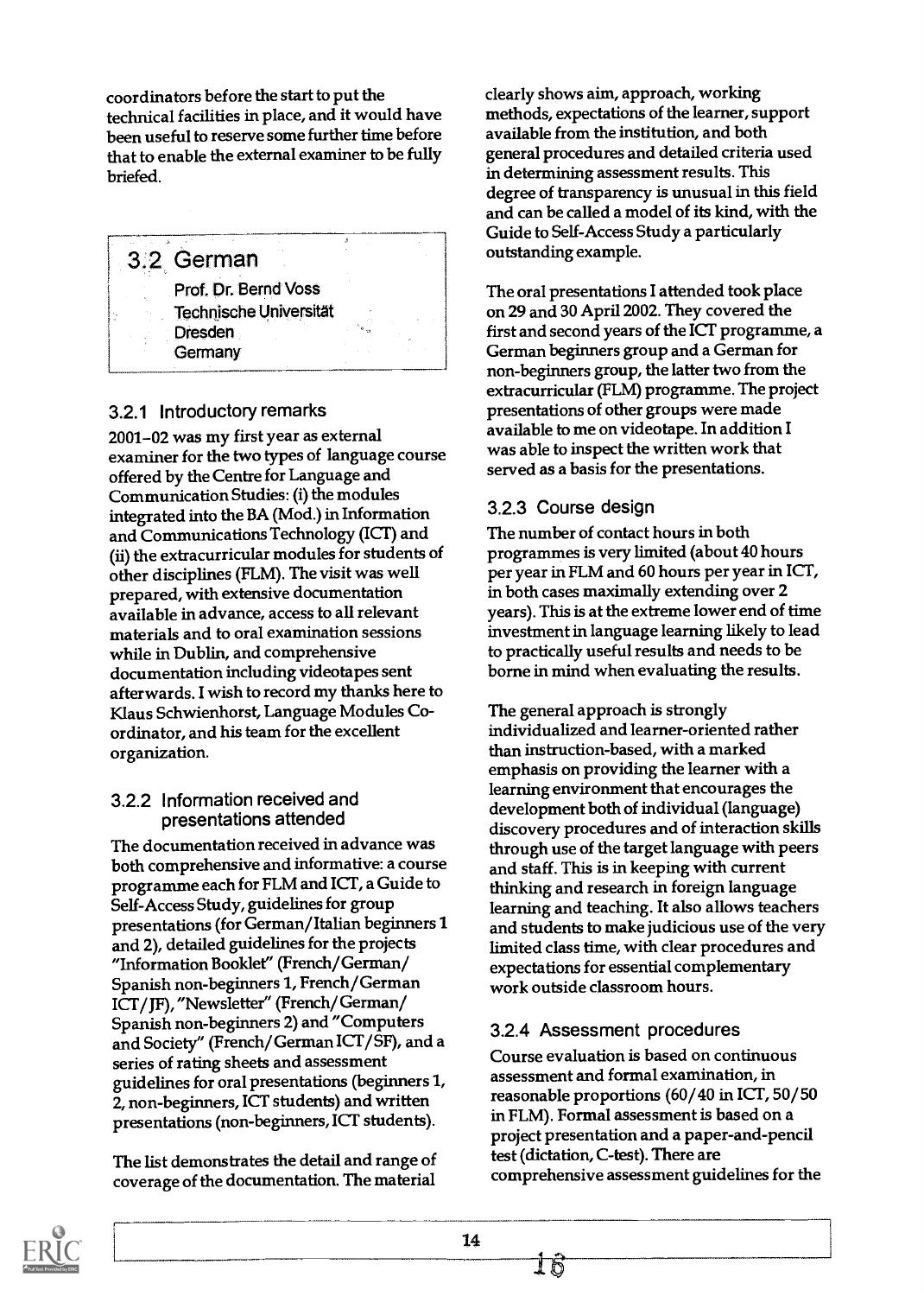coordinators before the start to put the technical facilities in place, and it would have been useful to reserve some further time before that to enable the external examiner to be fully briefed.

## 3.2 German

Prof. Dr. Bernd Voss
Technische Universität
Dresden
Germany

### 3.2.1 Introductory remarks

2001–02 was my first year as external examiner for the two types of language course offered by the Centre for Language and Communication Studies: (i) the modules integrated into the BA (Mod.) in Information and Communications Technology (ICT) and (ii) the extracurricular modules for students of other disciplines (FLM). The visit was well prepared, with extensive documentation available in advance, access to all relevant materials and to oral examination sessions while in Dublin, and comprehensive documentation including videotapes sent afterwards. I wish to record my thanks here to Klaus Schwienhorst, Language Modules Co-ordinator, and his team for the excellent organization.

### 3.2.2 Information received and presentations attended

The documentation received in advance was both comprehensive and informative: a course programme each for FLM and ICT, a Guide to Self-Access Study, guidelines for group presentations (for German/Italian beginners 1 and 2), detailed guidelines for the projects "Information Booklet" (French/German/Spanish non-beginners 1, French/German ICT/JF), "Newsletter" (French/German/Spanish non-beginners 2) and "Computers and Society" (French/German ICT/SF), and a series of rating sheets and assessment guidelines for oral presentations (beginners 1, 2, non-beginners, ICT students) and written presentations (non-beginners, ICT students).

The list demonstrates the detail and range of coverage of the documentation. The material clearly shows aim, approach, working methods, expectations of the learner, support available from the institution, and both general procedures and detailed criteria used in determining assessment results. This degree of transparency is unusual in this field and can be called a model of its kind, with the Guide to Self-Access Study a particularly outstanding example.

The oral presentations I attended took place on 29 and 30 April 2002. They covered the first and second years of the ICT programme, a German beginners group and a German for non-beginners group, the latter two from the extracurricular (FLM) programme. The project presentations of other groups were made available to me on videotape. In addition I was able to inspect the written work that served as a basis for the presentations.

### 3.2.3 Course design

The number of contact hours in both programmes is very limited (about 40 hours per year in FLM and 60 hours per year in ICT, in both cases maximally extending over 2 years). This is at the extreme lower end of time investment in language learning likely to lead to practically useful results and needs to be borne in mind when evaluating the results.

The general approach is strongly individualized and learner-oriented rather than instruction-based, with a marked emphasis on providing the learner with a learning environment that encourages the development both of individual (language) discovery procedures and of interaction skills through use of the target language with peers and staff. This is in keeping with current thinking and research in foreign language learning and teaching. It also allows teachers and students to make judicious use of the very limited class time, with clear procedures and expectations for essential complementary work outside classroom hours.

### 3.2.4 Assessment procedures

Course evaluation is based on continuous assessment and formal examination, in reasonable proportions (60/40 in ICT, 50/50 in FLM). Formal assessment is based on a project presentation and a paper-and-pencil test (dictation, C-test). There are comprehensive assessment guidelines for the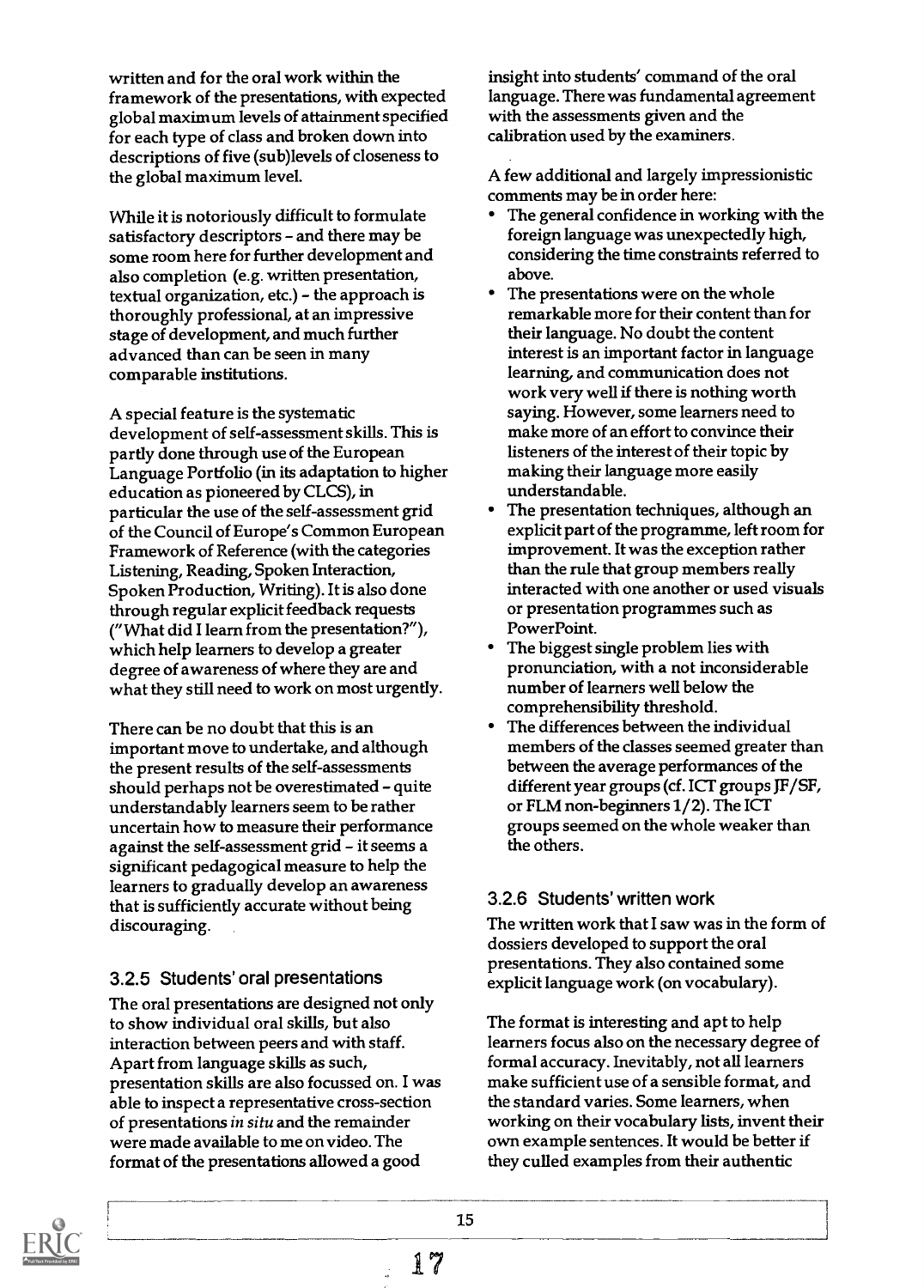written and for the oral work within the framework of the presentations, with expected global maximum levels of attainment specified for each type of class and broken down into descriptions of five (sub)levels of closeness to the global maximum level.

While it is notoriously difficult to formulate satisfactory descriptors – and there may be some room here for further development and also completion (e.g. written presentation, textual organization, etc.) – the approach is thoroughly professional, at an impressive stage of development, and much further advanced than can be seen in many comparable institutions.

A special feature is the systematic development of self-assessment skills. This is partly done through use of the European Language Portfolio (in its adaptation to higher education as pioneered by CLCS), in particular the use of the self-assessment grid of the Council of Europe's Common European Framework of Reference (with the categories Listening, Reading, Spoken Interaction, Spoken Production, Writing). It is also done through regular explicit feedback requests ("What did I learn from the presentation?"), which help learners to develop a greater degree of awareness of where they are and what they still need to work on most urgently.

There can be no doubt that this is an important move to undertake, and although the present results of the self-assessments should perhaps not be overestimated – quite understandably learners seem to be rather uncertain how to measure their performance against the self-assessment grid – it seems a significant pedagogical measure to help the learners to gradually develop an awareness that is sufficiently accurate without being discouraging.

### 3.2.5 Students' oral presentations

The oral presentations are designed not only to show individual oral skills, but also interaction between peers and with staff. Apart from language skills as such, presentation skills are also focussed on. I was able to inspect a representative cross-section of presentations *in situ* and the remainder were made available to me on video. The format of the presentations allowed a good insight into students' command of the oral language. There was fundamental agreement with the assessments given and the calibration used by the examiners.

A few additional and largely impressionistic comments may be in order here:

- The general confidence in working with the foreign language was unexpectedly high, considering the time constraints referred to above.
- The presentations were on the whole remarkable more for their content than for their language. No doubt the content interest is an important factor in language learning, and communication does not work very well if there is nothing worth saying. However, some learners need to make more of an effort to convince their listeners of the interest of their topic by making their language more easily understandable.
- The presentation techniques, although an explicit part of the programme, left room for improvement. It was the exception rather than the rule that group members really interacted with one another or used visuals or presentation programmes such as PowerPoint.
- The biggest single problem lies with pronunciation, with a not inconsiderable number of learners well below the comprehensibility threshold.
- The differences between the individual members of the classes seemed greater than between the average performances of the different year groups (cf. ICT groups JF/SF, or FLM non-beginners 1/2). The ICT groups seemed on the whole weaker than the others.

### 3.2.6 Students' written work

The written work that I saw was in the form of dossiers developed to support the oral presentations. They also contained some explicit language work (on vocabulary).

The format is interesting and apt to help learners focus also on the necessary degree of formal accuracy. Inevitably, not all learners make sufficient use of a sensible format, and the standard varies. Some learners, when working on their vocabulary lists, invent their own example sentences. It would be better if they culled examples from their authentic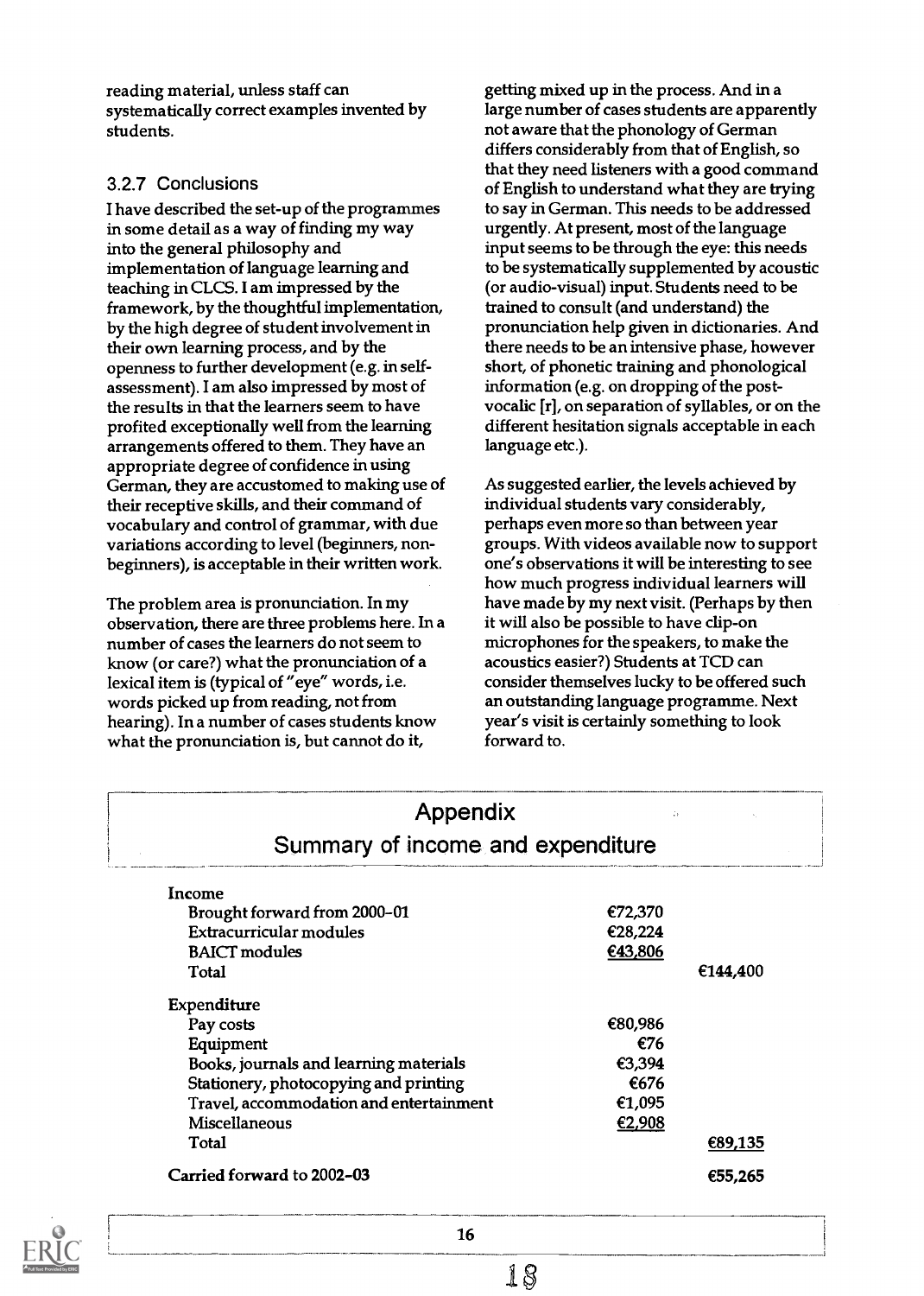reading material, unless staff can systematically correct examples invented by students.

### 3.2.7 Conclusions

I have described the set-up of the programmes in some detail as a way of finding my way into the general philosophy and implementation of language learning and teaching in CLCS. I am impressed by the framework, by the thoughtful implementation, by the high degree of student involvement in their own learning process, and by the openness to further development (e.g. in self-assessment). I am also impressed by most of the results in that the learners seem to have profited exceptionally well from the learning arrangements offered to them. They have an appropriate degree of confidence in using German, they are accustomed to making use of their receptive skills, and their command of vocabulary and control of grammar, with due variations according to level (beginners, non-beginners), is acceptable in their written work.

The problem area is pronunciation. In my observation, there are three problems here. In a number of cases the learners do not seem to know (or care?) what the pronunciation of a lexical item is (typical of "eye" words, i.e. words picked up from reading, not from hearing). In a number of cases students know what the pronunciation is, but cannot do it, getting mixed up in the process. And in a large number of cases students are apparently not aware that the phonology of German differs considerably from that of English, so that they need listeners with a good command of English to understand what they are trying to say in German. This needs to be addressed urgently. At present, most of the language input seems to be through the eye: this needs to be systematically supplemented by acoustic (or audio-visual) input. Students need to be trained to consult (and understand) the pronunciation help given in dictionaries. And there needs to be an intensive phase, however short, of phonetic training and phonological information (e.g. on dropping of the post-vocalic [r], on separation of syllables, or on the different hesitation signals acceptable in each language etc.).

As suggested earlier, the levels achieved by individual students vary considerably, perhaps even more so than between year groups. With videos available now to support one's observations it will be interesting to see how much progress individual learners will have made by my next visit. (Perhaps by then it will also be possible to have clip-on microphones for the speakers, to make the acoustics easier?) Students at TCD can consider themselves lucky to be offered such an outstanding language programme. Next year's visit is certainly something to look forward to.

## Appendix
## Summary of income and expenditure

| | | |
|---|---|---|
| **Income** | | |
| Brought forward from 2000–01 | €72,370 | |
| Extracurricular modules | €28,224 | |
| BAICT modules | €43,806 | |
| Total | | €144,400 |
| **Expenditure** | | |
| Pay costs | €80,986 | |
| Equipment | €76 | |
| Books, journals and learning materials | €3,394 | |
| Stationery, photocopying and printing | €676 | |
| Travel, accommodation and entertainment | €1,095 | |
| Miscellaneous | €2,908 | |
| Total | | €89,135 |
| **Carried forward to 2002–03** | | €55,265 |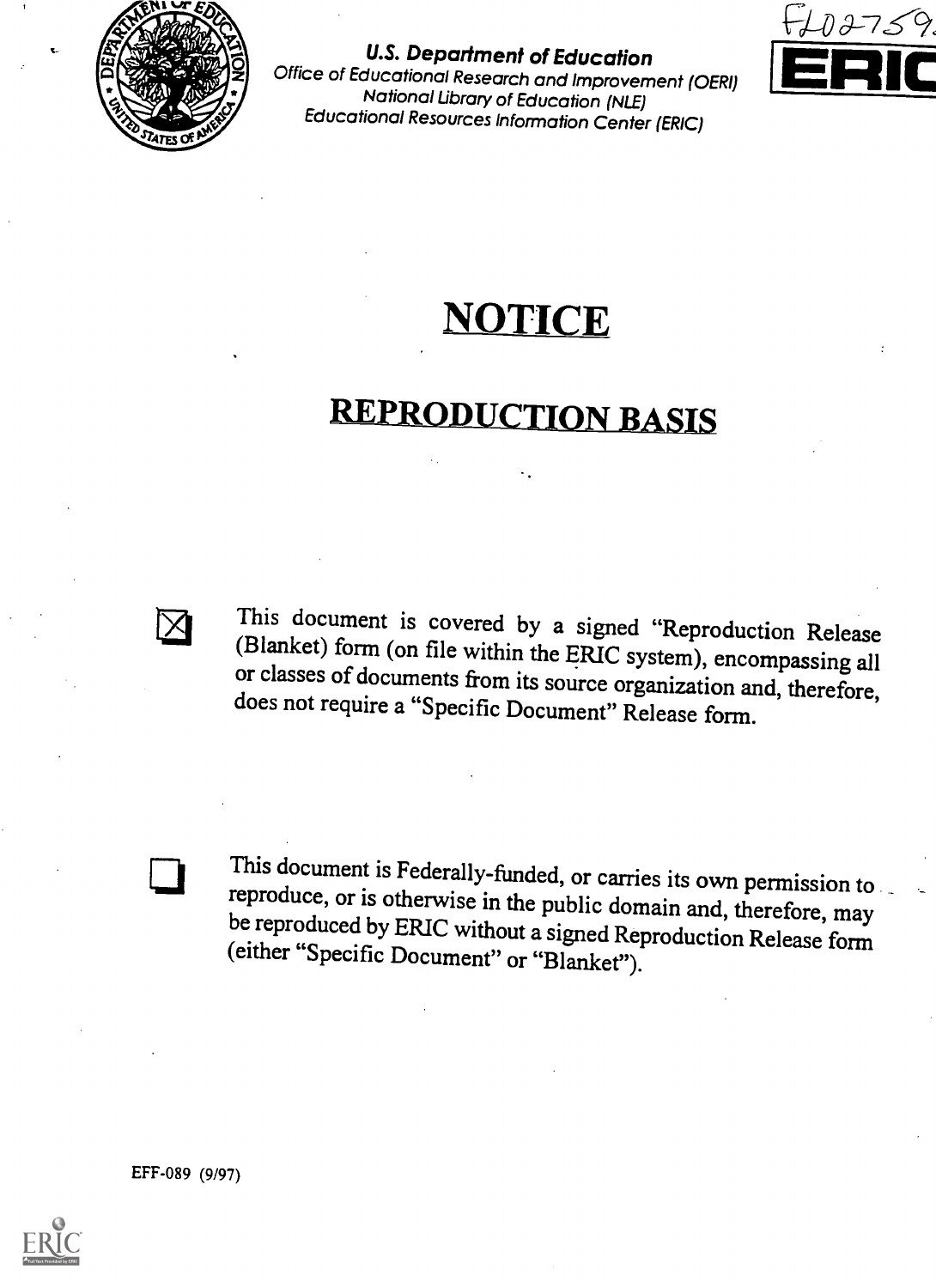U.S. Department of Education
Office of Educational Research and Improvement (OERI)
National Library of Education (NLE)
Educational Resources Information Center (ERIC)

FL027593

ERIC

# NOTICE

## REPRODUCTION BASIS

☒ This document is covered by a signed "Reproduction Release (Blanket) form (on file within the ERIC system), encompassing all or classes of documents from its source organization and, therefore, does not require a "Specific Document" Release form.

☐ This document is Federally-funded, or carries its own permission to reproduce, or is otherwise in the public domain and, therefore, may be reproduced by ERIC without a signed Reproduction Release form (either "Specific Document" or "Blanket").

EFF-089 (9/97)